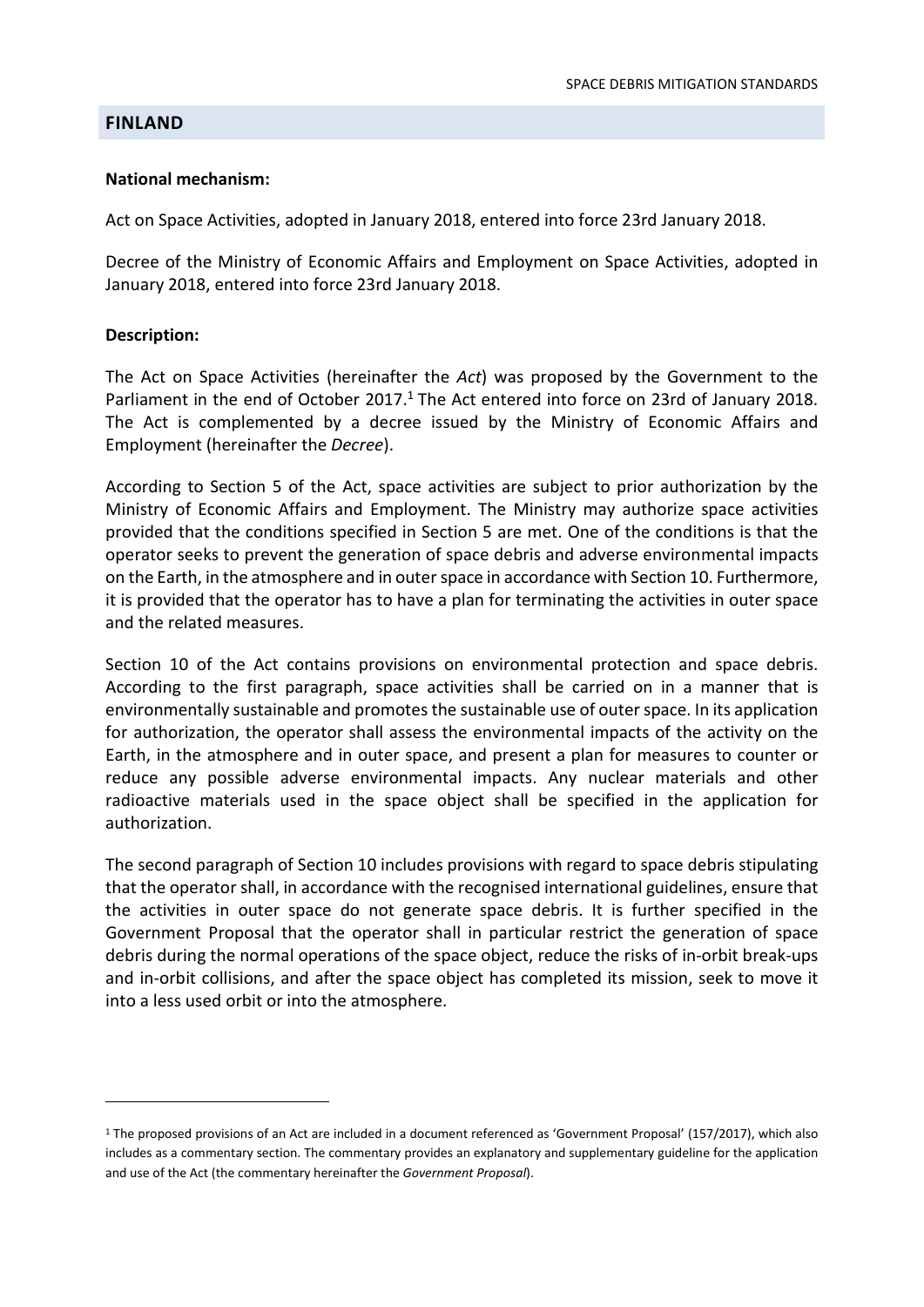## FINLAND

**National mechanism:**

Act on Space Activities, adopted in January 2018, entered into force 23rd January 2018.

Decree of the Ministry of Economic Affairs and Employment on Space Activities, adopted in January 2018, entered into force 23rd January 2018.

**Description:**

The Act on Space Activities (hereinafter the *Act*) was proposed by the Government to the Parliament in the end of October 2017.[1] The Act entered into force on 23rd of January 2018. The Act is complemented by a decree issued by the Ministry of Economic Affairs and Employment (hereinafter the *Decree*).

According to Section 5 of the Act, space activities are subject to prior authorization by the Ministry of Economic Affairs and Employment. The Ministry may authorize space activities provided that the conditions specified in Section 5 are met. One of the conditions is that the operator seeks to prevent the generation of space debris and adverse environmental impacts on the Earth, in the atmosphere and in outer space in accordance with Section 10. Furthermore, it is provided that the operator has to have a plan for terminating the activities in outer space and the related measures.

Section 10 of the Act contains provisions on environmental protection and space debris. According to the first paragraph, space activities shall be carried on in a manner that is environmentally sustainable and promotes the sustainable use of outer space. In its application for authorization, the operator shall assess the environmental impacts of the activity on the Earth, in the atmosphere and in outer space, and present a plan for measures to counter or reduce any possible adverse environmental impacts. Any nuclear materials and other radioactive materials used in the space object shall be specified in the application for authorization.

The second paragraph of Section 10 includes provisions with regard to space debris stipulating that the operator shall, in accordance with the recognised international guidelines, ensure that the activities in outer space do not generate space debris. It is further specified in the Government Proposal that the operator shall in particular restrict the generation of space debris during the normal operations of the space object, reduce the risks of in-orbit break-ups and in-orbit collisions, and after the space object has completed its mission, seek to move it into a less used orbit or into the atmosphere.

---

[1] The proposed provisions of an Act are included in a document referenced as 'Government Proposal' (157/2017), which also includes as a commentary section. The commentary provides an explanatory and supplementary guideline for the application and use of the Act (the commentary hereinafter the *Government Proposal*).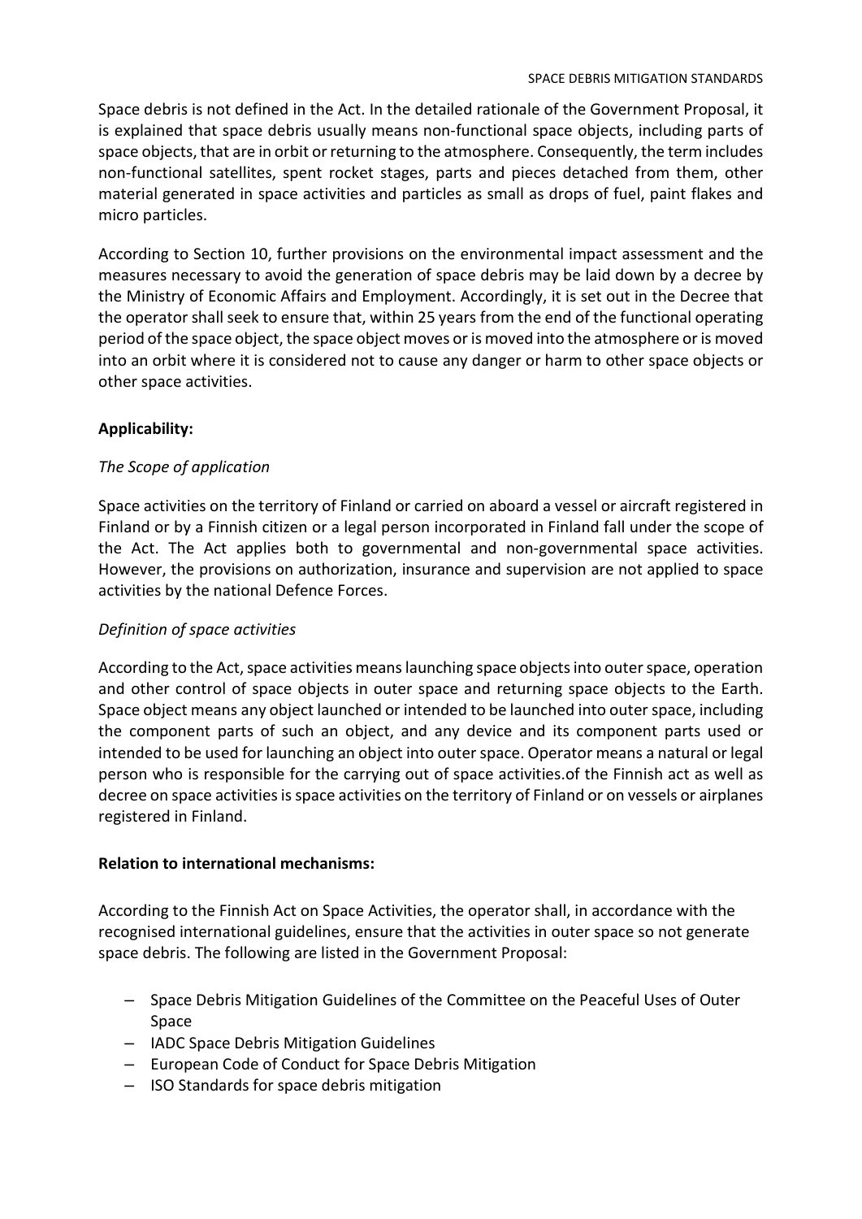Space debris is not defined in the Act. In the detailed rationale of the Government Proposal, it is explained that space debris usually means non-functional space objects, including parts of space objects, that are in orbit or returning to the atmosphere. Consequently, the term includes non-functional satellites, spent rocket stages, parts and pieces detached from them, other material generated in space activities and particles as small as drops of fuel, paint flakes and micro particles.

According to Section 10, further provisions on the environmental impact assessment and the measures necessary to avoid the generation of space debris may be laid down by a decree by the Ministry of Economic Affairs and Employment. Accordingly, it is set out in the Decree that the operator shall seek to ensure that, within 25 years from the end of the functional operating period of the space object, the space object moves or is moved into the atmosphere or is moved into an orbit where it is considered not to cause any danger or harm to other space objects or other space activities.

**Applicability:**

*The Scope of application*

Space activities on the territory of Finland or carried on aboard a vessel or aircraft registered in Finland or by a Finnish citizen or a legal person incorporated in Finland fall under the scope of the Act. The Act applies both to governmental and non-governmental space activities. However, the provisions on authorization, insurance and supervision are not applied to space activities by the national Defence Forces.

*Definition of space activities*

According to the Act, space activities means launching space objects into outer space, operation and other control of space objects in outer space and returning space objects to the Earth. Space object means any object launched or intended to be launched into outer space, including the component parts of such an object, and any device and its component parts used or intended to be used for launching an object into outer space. Operator means a natural or legal person who is responsible for the carrying out of space activities.of the Finnish act as well as decree on space activities is space activities on the territory of Finland or on vessels or airplanes registered in Finland.

**Relation to international mechanisms:**

According to the Finnish Act on Space Activities, the operator shall, in accordance with the recognised international guidelines, ensure that the activities in outer space so not generate space debris. The following are listed in the Government Proposal:

- Space Debris Mitigation Guidelines of the Committee on the Peaceful Uses of Outer Space
- IADC Space Debris Mitigation Guidelines
- European Code of Conduct for Space Debris Mitigation
- ISO Standards for space debris mitigation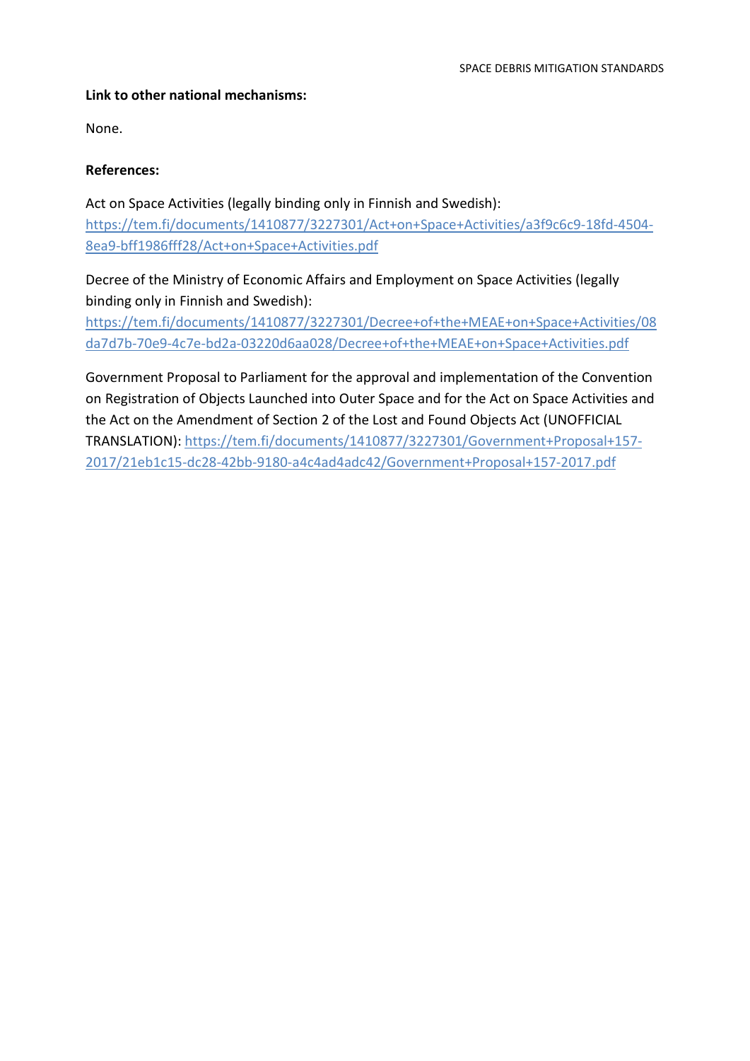**Link to other national mechanisms:**

None.

**References:**

Act on Space Activities (legally binding only in Finnish and Swedish): https://tem.fi/documents/1410877/3227301/Act+on+Space+Activities/a3f9c6c9-18fd-4504-8ea9-bff1986fff28/Act+on+Space+Activities.pdf

Decree of the Ministry of Economic Affairs and Employment on Space Activities (legally binding only in Finnish and Swedish): https://tem.fi/documents/1410877/3227301/Decree+of+the+MEAE+on+Space+Activities/08da7d7b-70e9-4c7e-bd2a-03220d6aa028/Decree+of+the+MEAE+on+Space+Activities.pdf

Government Proposal to Parliament for the approval and implementation of the Convention on Registration of Objects Launched into Outer Space and for the Act on Space Activities and the Act on the Amendment of Section 2 of the Lost and Found Objects Act (UNOFFICIAL TRANSLATION): https://tem.fi/documents/1410877/3227301/Government+Proposal+157-2017/21eb1c15-dc28-42bb-9180-a4c4ad4adc42/Government+Proposal+157-2017.pdf